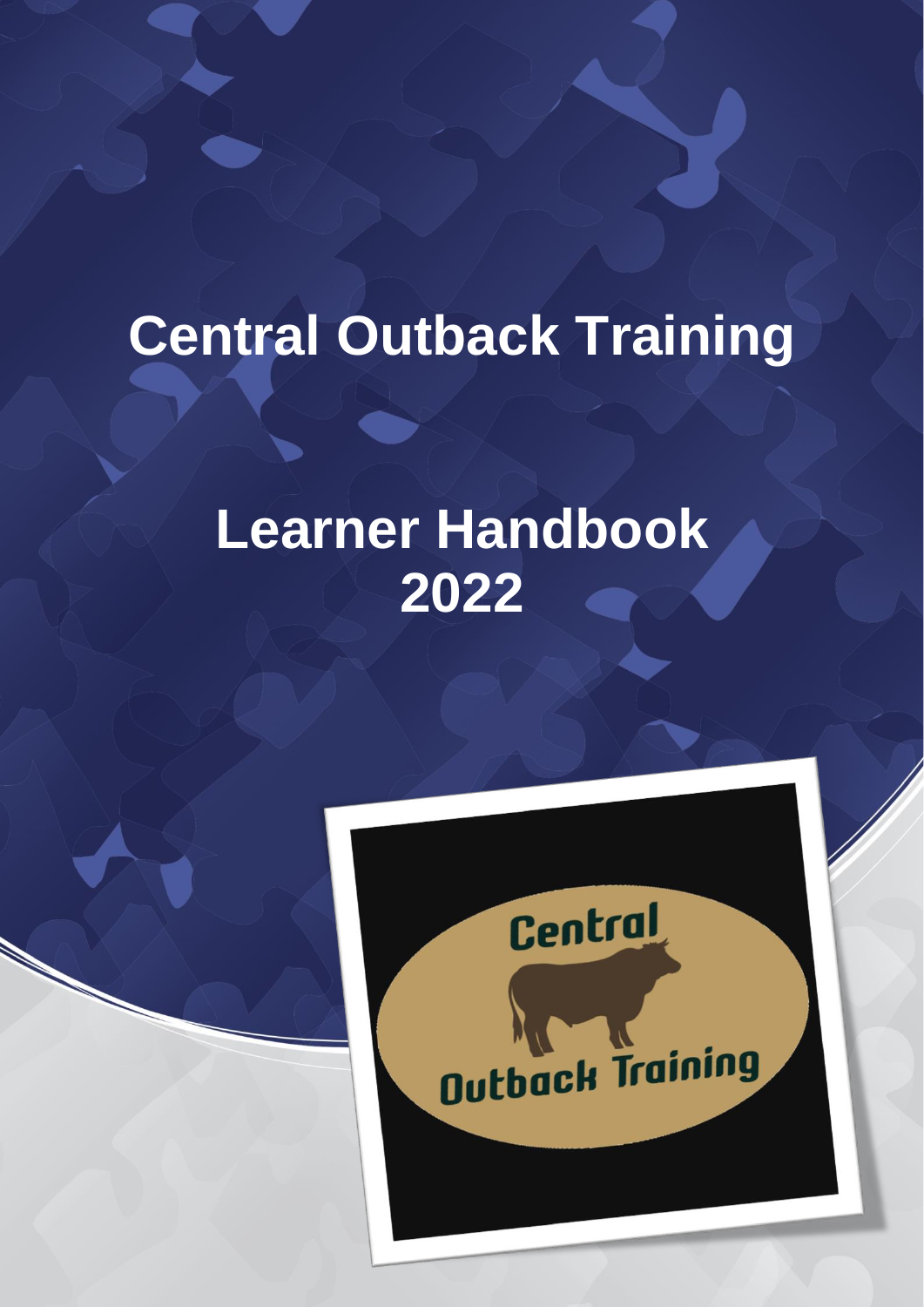# Central Outback Training

# Learner Handbook 2022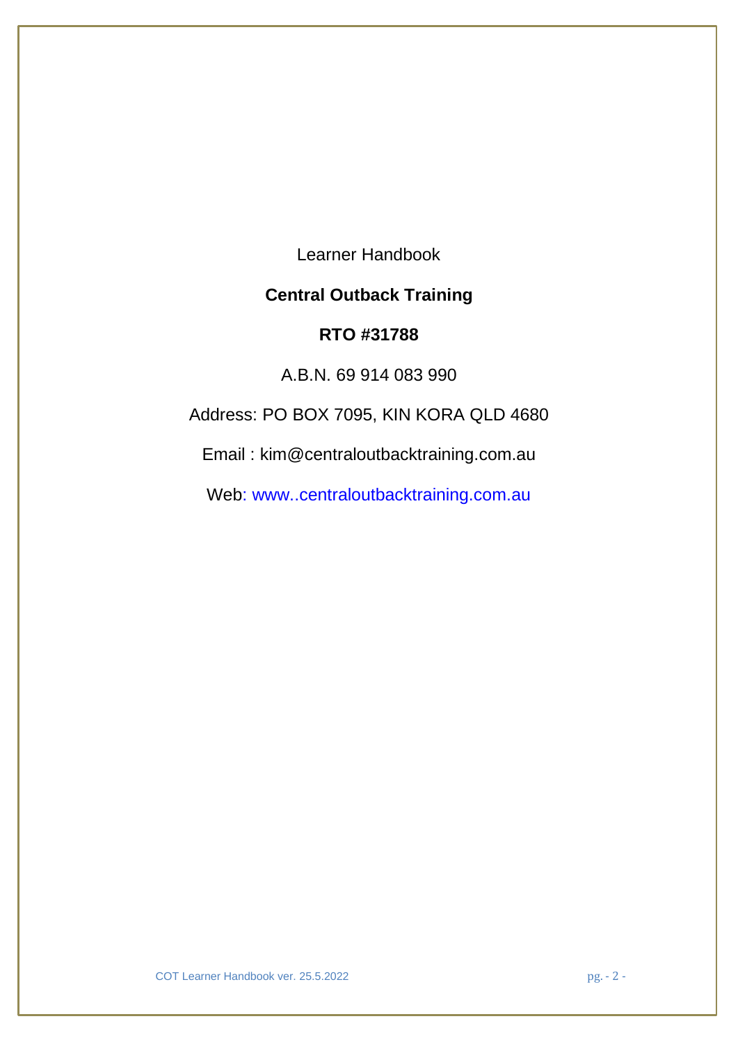Learner Handbook

**Central Outback Training**

**RTO #31788**

A.B.N. 69 914 083 990

Address: PO BOX 7095, KIN KORA QLD 4680

Email : kim@centraloutbacktraining.com.au

Web: www..centraloutbacktraining.com.au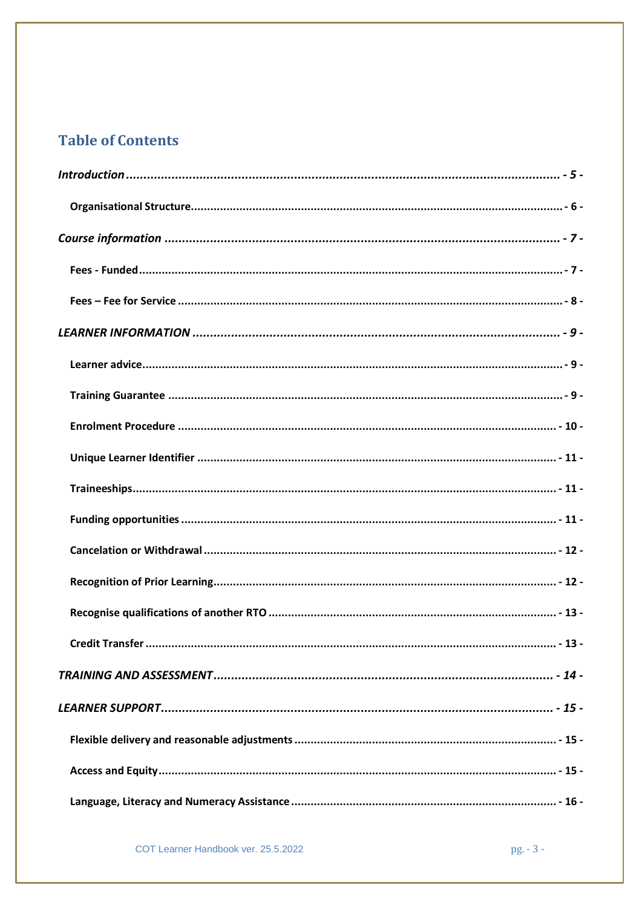## Table of Contents

*Introduction* ................................................ - 5 -

**Organisational Structure** ................................................ - 6 -

*Course information* ................................................ - 7 -

**Fees - Funded** ................................................ - 7 -

**Fees – Fee for Service** ................................................ - 8 -

*LEARNER INFORMATION* ................................................ - 9 -

**Learner advice** ................................................ - 9 -

**Training Guarantee** ................................................ - 9 -

**Enrolment Procedure** ................................................ - 10 -

**Unique Learner Identifier** ................................................ - 11 -

**Traineeships** ................................................ - 11 -

**Funding opportunities** ................................................ - 11 -

**Cancelation or Withdrawal** ................................................ - 12 -

**Recognition of Prior Learning** ................................................ - 12 -

**Recognise qualifications of another RTO** ................................................ - 13 -

**Credit Transfer** ................................................ - 13 -

*TRAINING AND ASSESSMENT* ................................................ - 14 -

*LEARNER SUPPORT* ................................................ - 15 -

**Flexible delivery and reasonable adjustments** ................................................ - 15 -

**Access and Equity** ................................................ - 15 -

**Language, Literacy and Numeracy Assistance** ................................................ - 16 -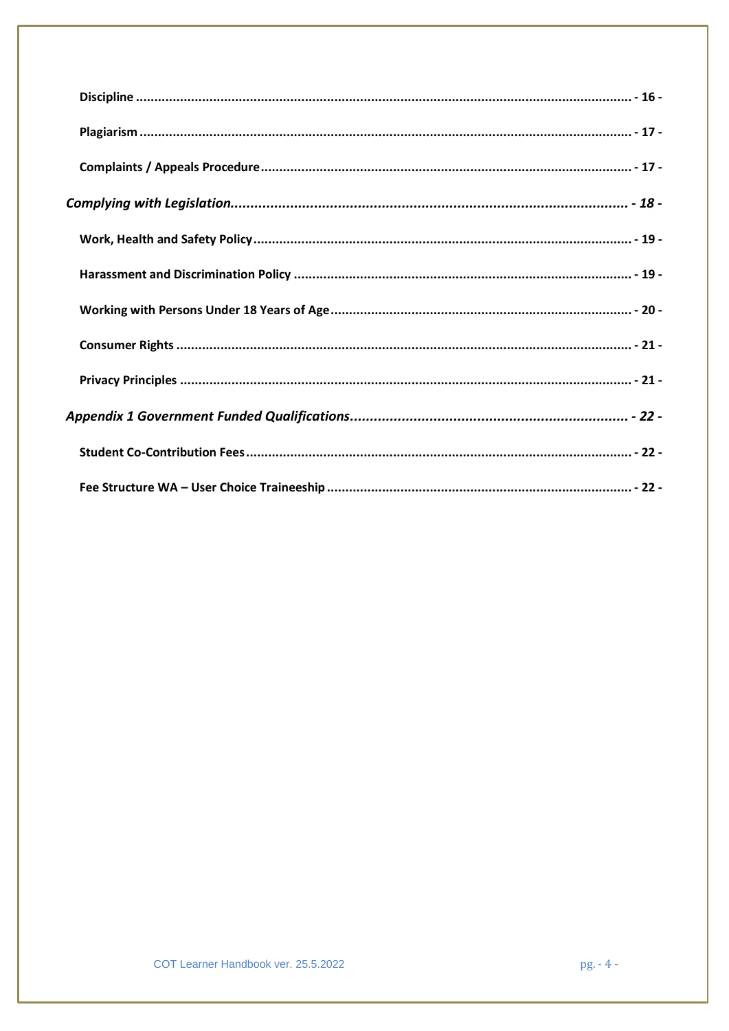**Discipline** ........................................................................................................................... - 16 -

**Plagiarism** ........................................................................................................................... - 17 -

**Complaints / Appeals Procedure** ........................................................................................ - 17 -

***Complying with Legislation*** ....................................................................................................... *- 18 -*

**Work, Health and Safety Policy** ........................................................................................... - 19 -

**Harassment and Discrimination Policy** ................................................................................. - 19 -

**Working with Persons Under 18 Years of Age** ..................................................................... - 20 -

**Consumer Rights** ................................................................................................................... - 21 -

**Privacy Principles** .................................................................................................................. - 21 -

***Appendix 1 Government Funded Qualifications*** .......................................................................... *- 22 -*

**Student Co-Contribution Fees** ............................................................................................... - 22 -

**Fee Structure WA – User Choice Traineeship** ....................................................................... - 22 -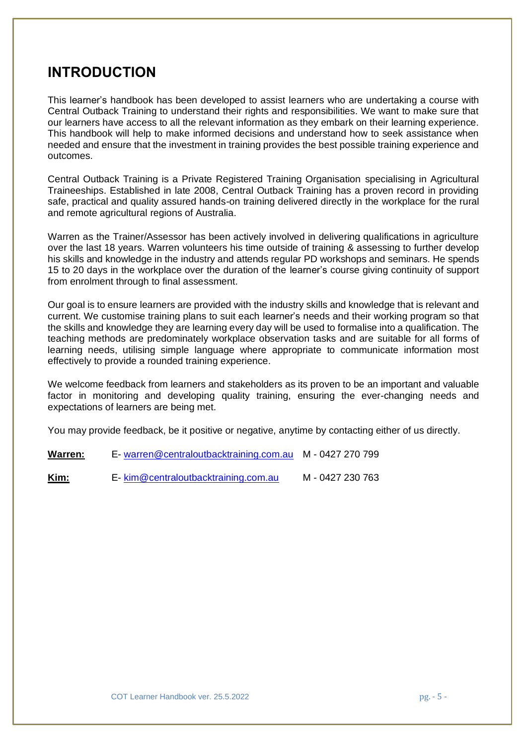## INTRODUCTION

This learner's handbook has been developed to assist learners who are undertaking a course with Central Outback Training to understand their rights and responsibilities. We want to make sure that our learners have access to all the relevant information as they embark on their learning experience. This handbook will help to make informed decisions and understand how to seek assistance when needed and ensure that the investment in training provides the best possible training experience and outcomes.

Central Outback Training is a Private Registered Training Organisation specialising in Agricultural Traineeships. Established in late 2008, Central Outback Training has a proven record in providing safe, practical and quality assured hands-on training delivered directly in the workplace for the rural and remote agricultural regions of Australia.

Warren as the Trainer/Assessor has been actively involved in delivering qualifications in agriculture over the last 18 years. Warren volunteers his time outside of training & assessing to further develop his skills and knowledge in the industry and attends regular PD workshops and seminars. He spends 15 to 20 days in the workplace over the duration of the learner's course giving continuity of support from enrolment through to final assessment.

Our goal is to ensure learners are provided with the industry skills and knowledge that is relevant and current. We customise training plans to suit each learner's needs and their working program so that the skills and knowledge they are learning every day will be used to formalise into a qualification. The teaching methods are predominately workplace observation tasks and are suitable for all forms of learning needs, utilising simple language where appropriate to communicate information most effectively to provide a rounded training experience.

We welcome feedback from learners and stakeholders as its proven to be an important and valuable factor in monitoring and developing quality training, ensuring the ever-changing needs and expectations of learners are being met.

You may provide feedback, be it positive or negative, anytime by contacting either of us directly.

**Warren:** E- warren@centraloutbacktraining.com.au M - 0427 270 799

**Kim:** E- kim@centraloutbacktraining.com.au M - 0427 230 763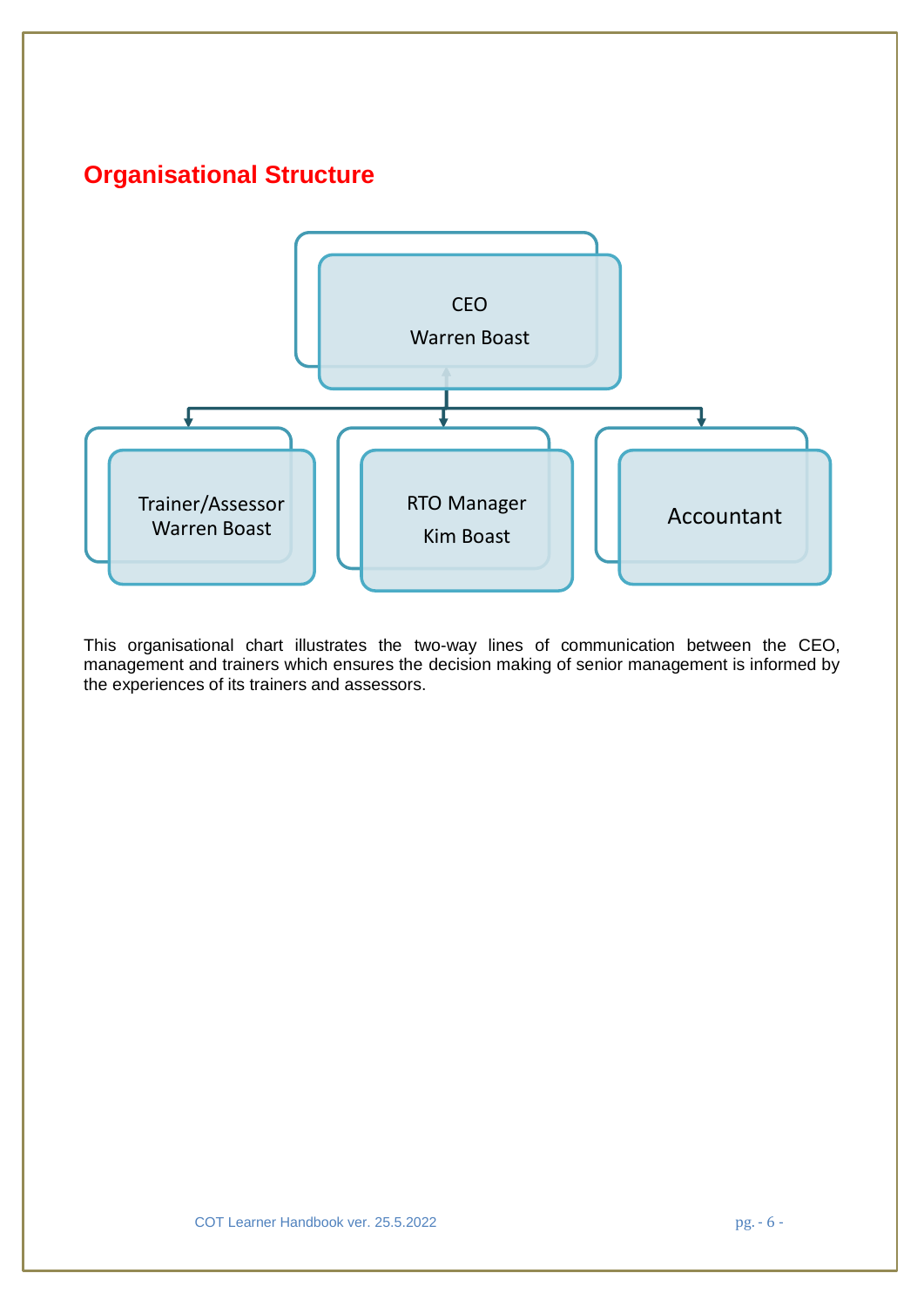## Organisational Structure

CEO
Warren Boast

Trainer/Assessor
Warren Boast

RTO Manager
Kim Boast

Accountant

This organisational chart illustrates the two-way lines of communication between the CEO, management and trainers which ensures the decision making of senior management is informed by the experiences of its trainers and assessors.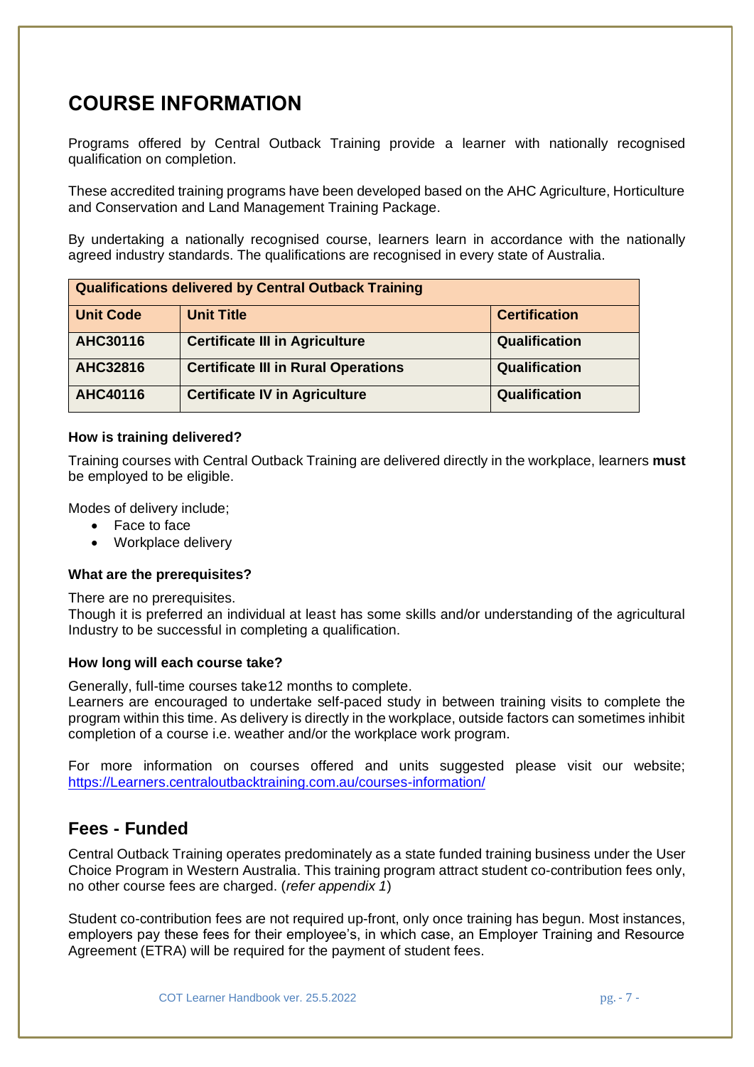# COURSE INFORMATION

Programs offered by Central Outback Training provide a learner with nationally recognised qualification on completion.

These accredited training programs have been developed based on the AHC Agriculture, Horticulture and Conservation and Land Management Training Package.

By undertaking a nationally recognised course, learners learn in accordance with the nationally agreed industry standards. The qualifications are recognised in every state of Australia.

| Qualifications delivered by Central Outback Training | | |
|---|---|---|
| **Unit Code** | **Unit Title** | **Certification** |
| **AHC30116** | **Certificate III in Agriculture** | **Qualification** |
| **AHC32816** | **Certificate III in Rural Operations** | **Qualification** |
| **AHC40116** | **Certificate IV in Agriculture** | **Qualification** |

#### How is training delivered?

Training courses with Central Outback Training are delivered directly in the workplace, learners **must** be employed to be eligible.

Modes of delivery include;

- Face to face
- Workplace delivery

#### What are the prerequisites?

There are no prerequisites.
Though it is preferred an individual at least has some skills and/or understanding of the agricultural Industry to be successful in completing a qualification.

#### How long will each course take?

Generally, full-time courses take12 months to complete.
Learners are encouraged to undertake self-paced study in between training visits to complete the program within this time. As delivery is directly in the workplace, outside factors can sometimes inhibit completion of a course i.e. weather and/or the workplace work program.

For more information on courses offered and units suggested please visit our website; https://Learners.centraloutbacktraining.com.au/courses-information/

## Fees - Funded

Central Outback Training operates predominately as a state funded training business under the User Choice Program in Western Australia. This training program attract student co-contribution fees only, no other course fees are charged. (*refer appendix 1*)

Student co-contribution fees are not required up-front, only once training has begun. Most instances, employers pay these fees for their employee's, in which case, an Employer Training and Resource Agreement (ETRA) will be required for the payment of student fees.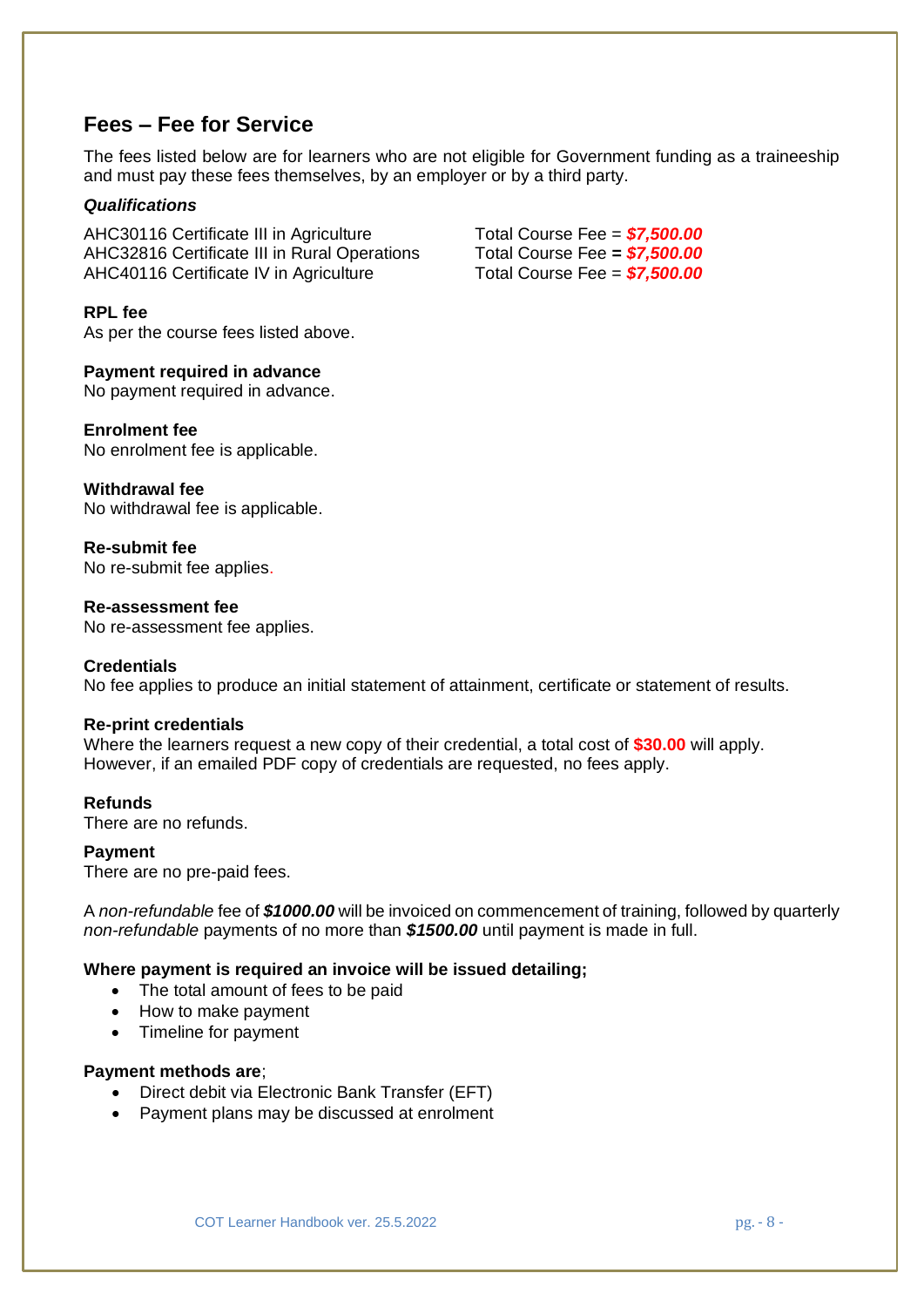## Fees – Fee for Service

The fees listed below are for learners who are not eligible for Government funding as a traineeship and must pay these fees themselves, by an employer or by a third party.

***Qualifications***

| | |
|---|---|
| AHC30116 Certificate III in Agriculture | Total Course Fee = ***$7,500.00*** |
| AHC32816 Certificate III in Rural Operations | Total Course Fee **=** ***$7,500.00*** |
| AHC40116 Certificate IV in Agriculture | Total Course Fee = ***$7,500.00*** |

**RPL fee**
As per the course fees listed above.

**Payment required in advance**
No payment required in advance.

**Enrolment fee**
No enrolment fee is applicable.

**Withdrawal fee**
No withdrawal fee is applicable.

**Re-submit fee**
No re-submit fee applies.

**Re-assessment fee**
No re-assessment fee applies.

**Credentials**
No fee applies to produce an initial statement of attainment, certificate or statement of results.

**Re-print credentials**
Where the learners request a new copy of their credential, a total cost of **$30.00** will apply. However, if an emailed PDF copy of credentials are requested, no fees apply.

**Refunds**
There are no refunds.

**Payment**
There are no pre-paid fees.

A *non-refundable* fee of ***$1000.00*** will be invoiced on commencement of training, followed by quarterly *non-refundable* payments of no more than ***$1500.00*** until payment is made in full.

**Where payment is required an invoice will be issued detailing;**

- The total amount of fees to be paid
- How to make payment
- Timeline for payment

**Payment methods are**;

- Direct debit via Electronic Bank Transfer (EFT)
- Payment plans may be discussed at enrolment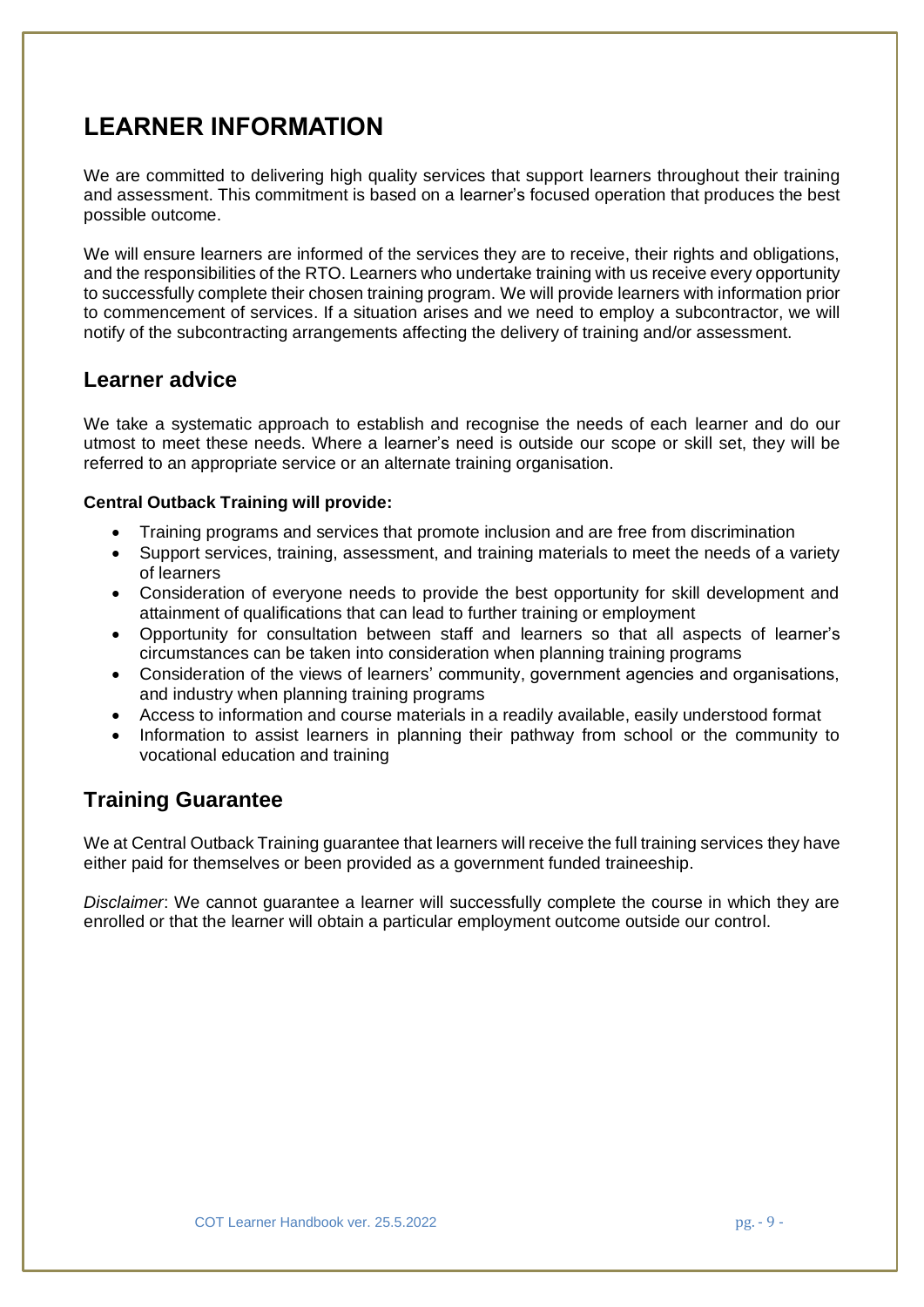# LEARNER INFORMATION

We are committed to delivering high quality services that support learners throughout their training and assessment. This commitment is based on a learner's focused operation that produces the best possible outcome.

We will ensure learners are informed of the services they are to receive, their rights and obligations, and the responsibilities of the RTO. Learners who undertake training with us receive every opportunity to successfully complete their chosen training program. We will provide learners with information prior to commencement of services. If a situation arises and we need to employ a subcontractor, we will notify of the subcontracting arrangements affecting the delivery of training and/or assessment.

## Learner advice

We take a systematic approach to establish and recognise the needs of each learner and do our utmost to meet these needs. Where a learner's need is outside our scope or skill set, they will be referred to an appropriate service or an alternate training organisation.

**Central Outback Training will provide:**

- Training programs and services that promote inclusion and are free from discrimination
- Support services, training, assessment, and training materials to meet the needs of a variety of learners
- Consideration of everyone needs to provide the best opportunity for skill development and attainment of qualifications that can lead to further training or employment
- Opportunity for consultation between staff and learners so that all aspects of learner's circumstances can be taken into consideration when planning training programs
- Consideration of the views of learners' community, government agencies and organisations, and industry when planning training programs
- Access to information and course materials in a readily available, easily understood format
- Information to assist learners in planning their pathway from school or the community to vocational education and training

## Training Guarantee

We at Central Outback Training guarantee that learners will receive the full training services they have either paid for themselves or been provided as a government funded traineeship.

*Disclaimer*: We cannot guarantee a learner will successfully complete the course in which they are enrolled or that the learner will obtain a particular employment outcome outside our control.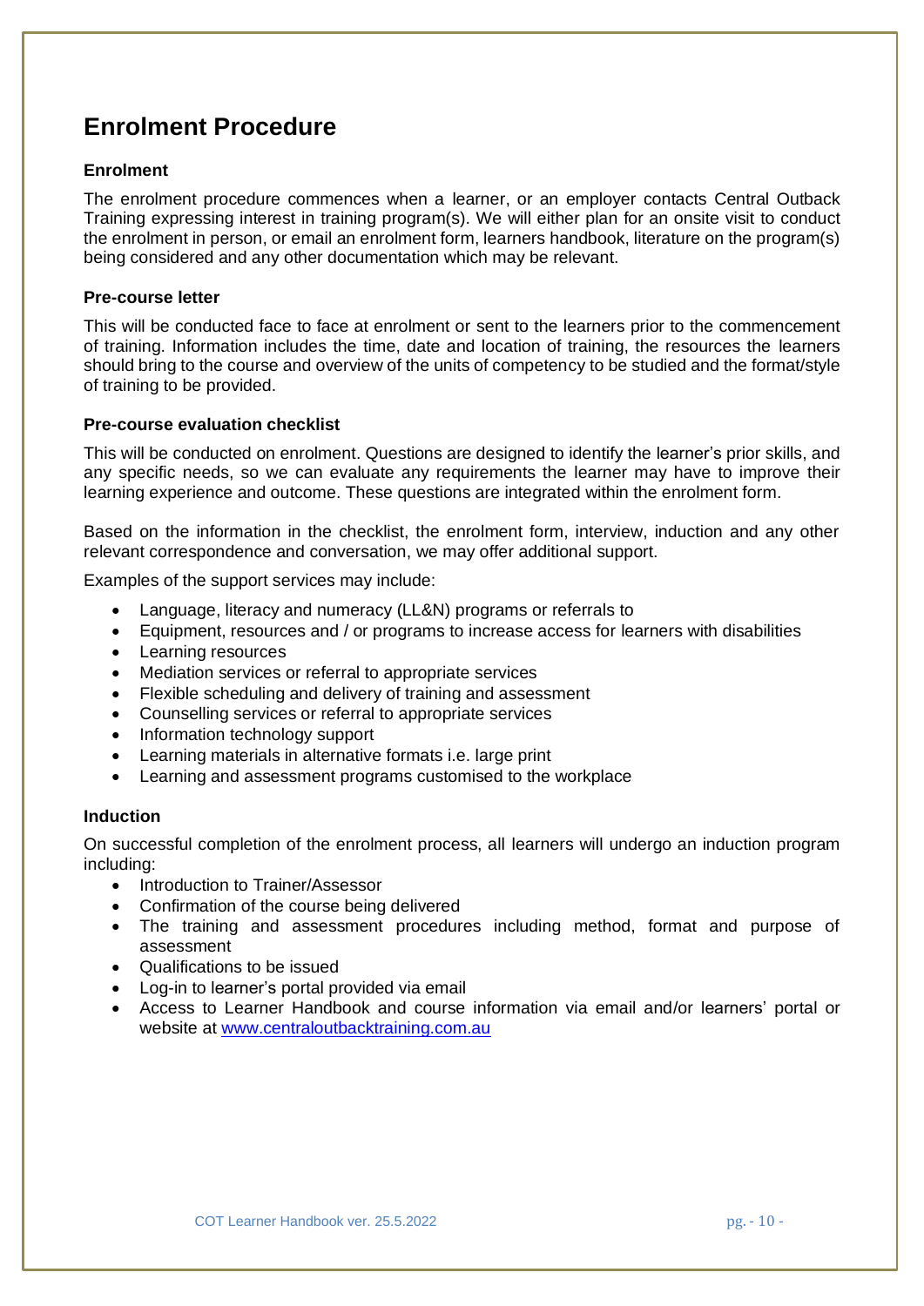# Enrolment Procedure

### Enrolment

The enrolment procedure commences when a learner, or an employer contacts Central Outback Training expressing interest in training program(s). We will either plan for an onsite visit to conduct the enrolment in person, or email an enrolment form, learners handbook, literature on the program(s) being considered and any other documentation which may be relevant.

### Pre-course letter

This will be conducted face to face at enrolment or sent to the learners prior to the commencement of training. Information includes the time, date and location of training, the resources the learners should bring to the course and overview of the units of competency to be studied and the format/style of training to be provided.

### Pre-course evaluation checklist

This will be conducted on enrolment. Questions are designed to identify the learner's prior skills, and any specific needs, so we can evaluate any requirements the learner may have to improve their learning experience and outcome. These questions are integrated within the enrolment form.

Based on the information in the checklist, the enrolment form, interview, induction and any other relevant correspondence and conversation, we may offer additional support.

Examples of the support services may include:

- Language, literacy and numeracy (LL&N) programs or referrals to
- Equipment, resources and / or programs to increase access for learners with disabilities
- Learning resources
- Mediation services or referral to appropriate services
- Flexible scheduling and delivery of training and assessment
- Counselling services or referral to appropriate services
- Information technology support
- Learning materials in alternative formats i.e. large print
- Learning and assessment programs customised to the workplace

### Induction

On successful completion of the enrolment process, all learners will undergo an induction program including:

- Introduction to Trainer/Assessor
- Confirmation of the course being delivered
- The training and assessment procedures including method, format and purpose of assessment
- Qualifications to be issued
- Log-in to learner's portal provided via email
- Access to Learner Handbook and course information via email and/or learners' portal or website at www.centraloutbacktraining.com.au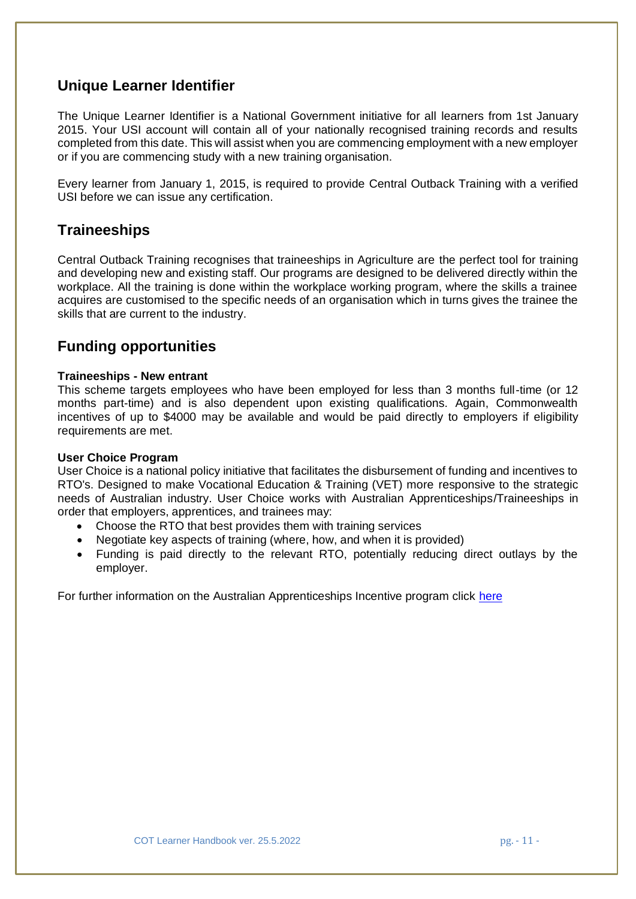## Unique Learner Identifier

The Unique Learner Identifier is a National Government initiative for all learners from 1st January 2015. Your USI account will contain all of your nationally recognised training records and results completed from this date. This will assist when you are commencing employment with a new employer or if you are commencing study with a new training organisation.

Every learner from January 1, 2015, is required to provide Central Outback Training with a verified USI before we can issue any certification.

## Traineeships

Central Outback Training recognises that traineeships in Agriculture are the perfect tool for training and developing new and existing staff. Our programs are designed to be delivered directly within the workplace. All the training is done within the workplace working program, where the skills a trainee acquires are customised to the specific needs of an organisation which in turns gives the trainee the skills that are current to the industry.

## Funding opportunities

**Traineeships - New entrant**
This scheme targets employees who have been employed for less than 3 months full-time (or 12 months part-time) and is also dependent upon existing qualifications. Again, Commonwealth incentives of up to $4000 may be available and would be paid directly to employers if eligibility requirements are met.

**User Choice Program**
User Choice is a national policy initiative that facilitates the disbursement of funding and incentives to RTO's. Designed to make Vocational Education & Training (VET) more responsive to the strategic needs of Australian industry. User Choice works with Australian Apprenticeships/Traineeships in order that employers, apprentices, and trainees may:

- Choose the RTO that best provides them with training services
- Negotiate key aspects of training (where, how, and when it is provided)
- Funding is paid directly to the relevant RTO, potentially reducing direct outlays by the employer.

For further information on the Australian Apprenticeships Incentive program click here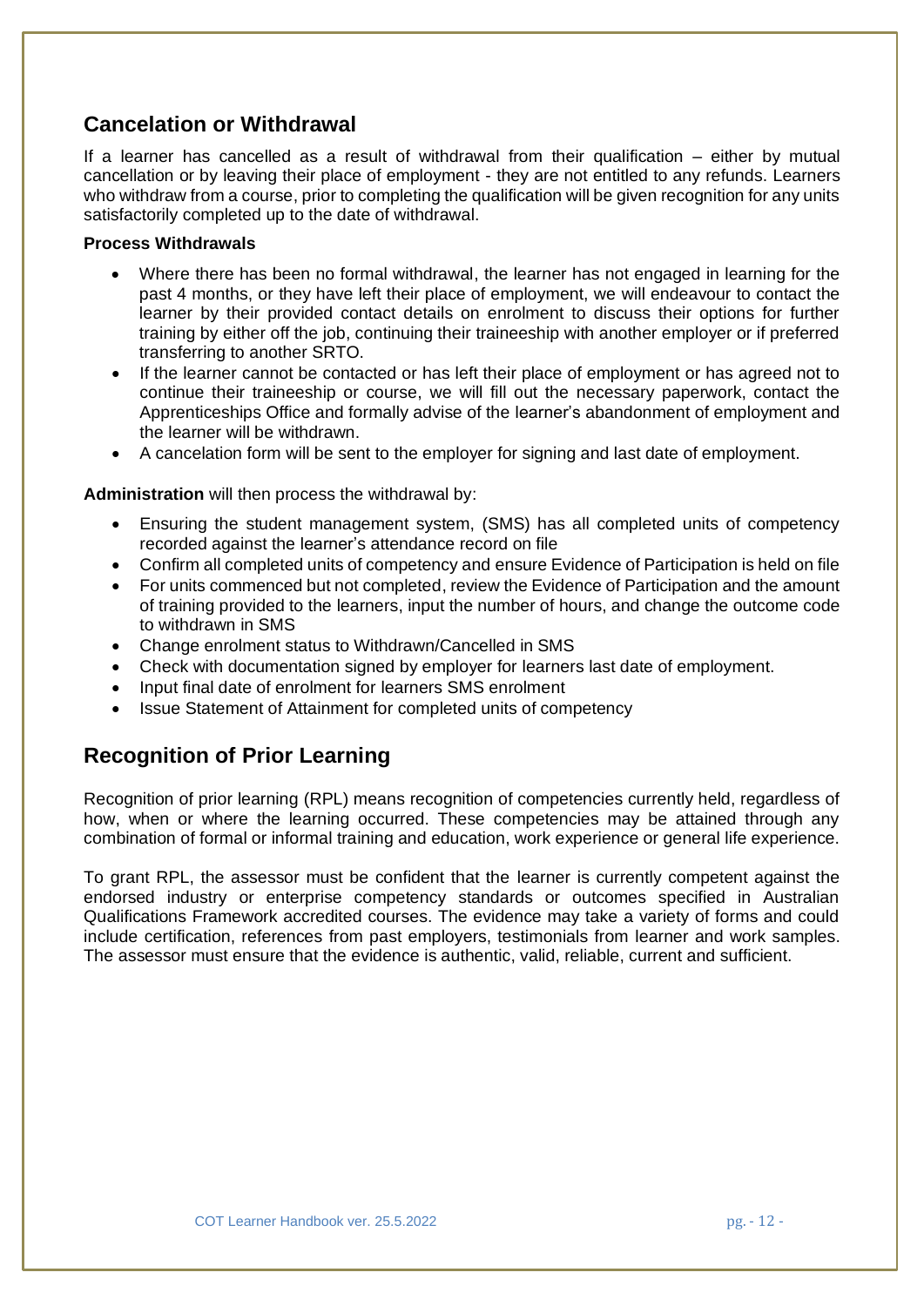## Cancelation or Withdrawal

If a learner has cancelled as a result of withdrawal from their qualification – either by mutual cancellation or by leaving their place of employment - they are not entitled to any refunds. Learners who withdraw from a course, prior to completing the qualification will be given recognition for any units satisfactorily completed up to the date of withdrawal.

**Process Withdrawals**

- Where there has been no formal withdrawal, the learner has not engaged in learning for the past 4 months, or they have left their place of employment, we will endeavour to contact the learner by their provided contact details on enrolment to discuss their options for further training by either off the job, continuing their traineeship with another employer or if preferred transferring to another SRTO.
- If the learner cannot be contacted or has left their place of employment or has agreed not to continue their traineeship or course, we will fill out the necessary paperwork, contact the Apprenticeships Office and formally advise of the learner's abandonment of employment and the learner will be withdrawn.
- A cancelation form will be sent to the employer for signing and last date of employment.

**Administration** will then process the withdrawal by:

- Ensuring the student management system, (SMS) has all completed units of competency recorded against the learner's attendance record on file
- Confirm all completed units of competency and ensure Evidence of Participation is held on file
- For units commenced but not completed, review the Evidence of Participation and the amount of training provided to the learners, input the number of hours, and change the outcome code to withdrawn in SMS
- Change enrolment status to Withdrawn/Cancelled in SMS
- Check with documentation signed by employer for learners last date of employment.
- Input final date of enrolment for learners SMS enrolment
- Issue Statement of Attainment for completed units of competency

## Recognition of Prior Learning

Recognition of prior learning (RPL) means recognition of competencies currently held, regardless of how, when or where the learning occurred. These competencies may be attained through any combination of formal or informal training and education, work experience or general life experience.

To grant RPL, the assessor must be confident that the learner is currently competent against the endorsed industry or enterprise competency standards or outcomes specified in Australian Qualifications Framework accredited courses. The evidence may take a variety of forms and could include certification, references from past employers, testimonials from learner and work samples. The assessor must ensure that the evidence is authentic, valid, reliable, current and sufficient.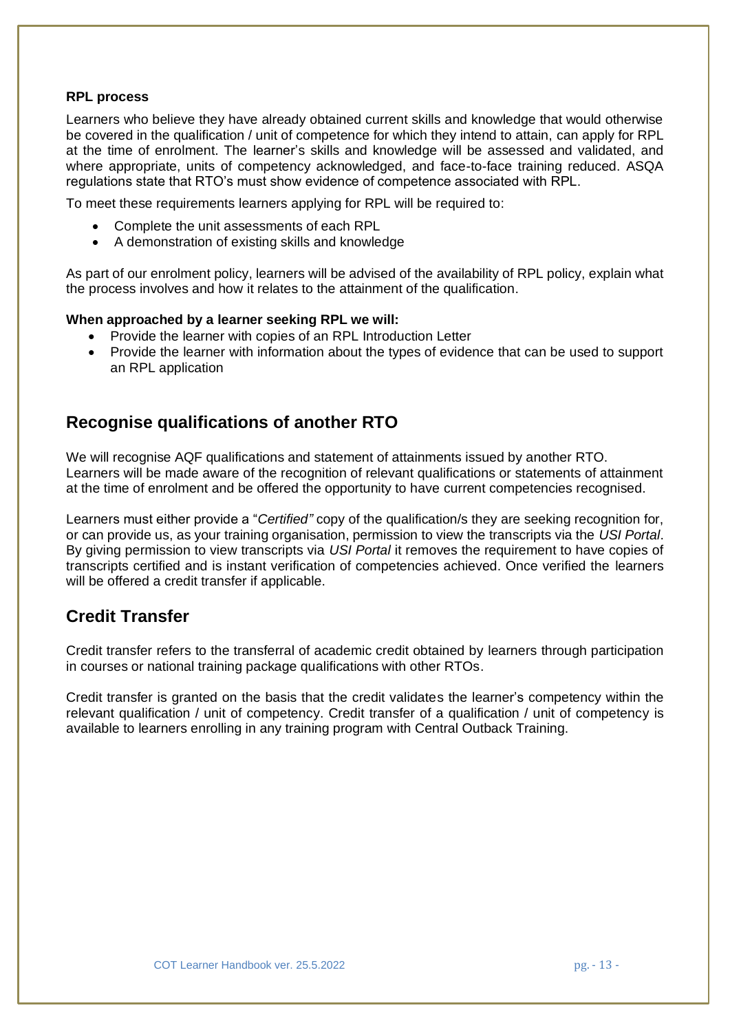**RPL process**

Learners who believe they have already obtained current skills and knowledge that would otherwise be covered in the qualification / unit of competence for which they intend to attain, can apply for RPL at the time of enrolment. The learner's skills and knowledge will be assessed and validated, and where appropriate, units of competency acknowledged, and face-to-face training reduced. ASQA regulations state that RTO's must show evidence of competence associated with RPL.

To meet these requirements learners applying for RPL will be required to:

- Complete the unit assessments of each RPL
- A demonstration of existing skills and knowledge

As part of our enrolment policy, learners will be advised of the availability of RPL policy, explain what the process involves and how it relates to the attainment of the qualification.

**When approached by a learner seeking RPL we will:**

- Provide the learner with copies of an RPL Introduction Letter
- Provide the learner with information about the types of evidence that can be used to support an RPL application

## Recognise qualifications of another RTO

We will recognise AQF qualifications and statement of attainments issued by another RTO. Learners will be made aware of the recognition of relevant qualifications or statements of attainment at the time of enrolment and be offered the opportunity to have current competencies recognised.

Learners must either provide a "*Certified"* copy of the qualification/s they are seeking recognition for, or can provide us, as your training organisation, permission to view the transcripts via the *USI Portal*. By giving permission to view transcripts via *USI Portal* it removes the requirement to have copies of transcripts certified and is instant verification of competencies achieved. Once verified the learners will be offered a credit transfer if applicable.

## Credit Transfer

Credit transfer refers to the transferral of academic credit obtained by learners through participation in courses or national training package qualifications with other RTOs.

Credit transfer is granted on the basis that the credit validates the learner's competency within the relevant qualification / unit of competency. Credit transfer of a qualification / unit of competency is available to learners enrolling in any training program with Central Outback Training.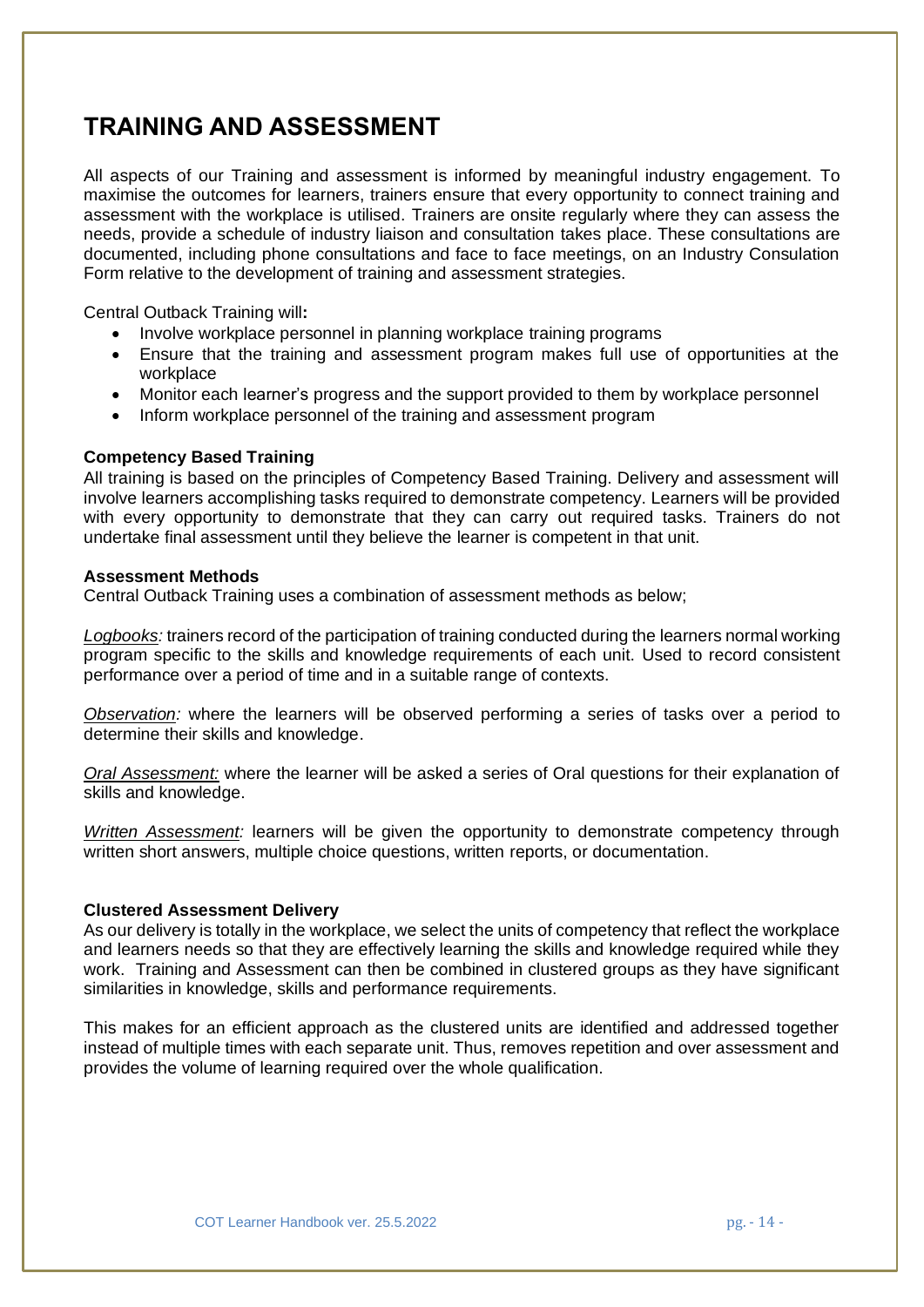# TRAINING AND ASSESSMENT

All aspects of our Training and assessment is informed by meaningful industry engagement. To maximise the outcomes for learners, trainers ensure that every opportunity to connect training and assessment with the workplace is utilised. Trainers are onsite regularly where they can assess the needs, provide a schedule of industry liaison and consultation takes place. These consultations are documented, including phone consultations and face to face meetings, on an Industry Consulation Form relative to the development of training and assessment strategies.

Central Outback Training will**:**

- Involve workplace personnel in planning workplace training programs
- Ensure that the training and assessment program makes full use of opportunities at the workplace
- Monitor each learner's progress and the support provided to them by workplace personnel
- Inform workplace personnel of the training and assessment program

**Competency Based Training**

All training is based on the principles of Competency Based Training. Delivery and assessment will involve learners accomplishing tasks required to demonstrate competency. Learners will be provided with every opportunity to demonstrate that they can carry out required tasks. Trainers do not undertake final assessment until they believe the learner is competent in that unit.

**Assessment Methods**

Central Outback Training uses a combination of assessment methods as below;

*Logbooks:* trainers record of the participation of training conducted during the learners normal working program specific to the skills and knowledge requirements of each unit. Used to record consistent performance over a period of time and in a suitable range of contexts.

*Observation:* where the learners will be observed performing a series of tasks over a period to determine their skills and knowledge.

*Oral Assessment:* where the learner will be asked a series of Oral questions for their explanation of skills and knowledge.

*Written Assessment:* learners will be given the opportunity to demonstrate competency through written short answers, multiple choice questions, written reports, or documentation.

**Clustered Assessment Delivery**

As our delivery is totally in the workplace, we select the units of competency that reflect the workplace and learners needs so that they are effectively learning the skills and knowledge required while they work. Training and Assessment can then be combined in clustered groups as they have significant similarities in knowledge, skills and performance requirements.

This makes for an efficient approach as the clustered units are identified and addressed together instead of multiple times with each separate unit. Thus, removes repetition and over assessment and provides the volume of learning required over the whole qualification.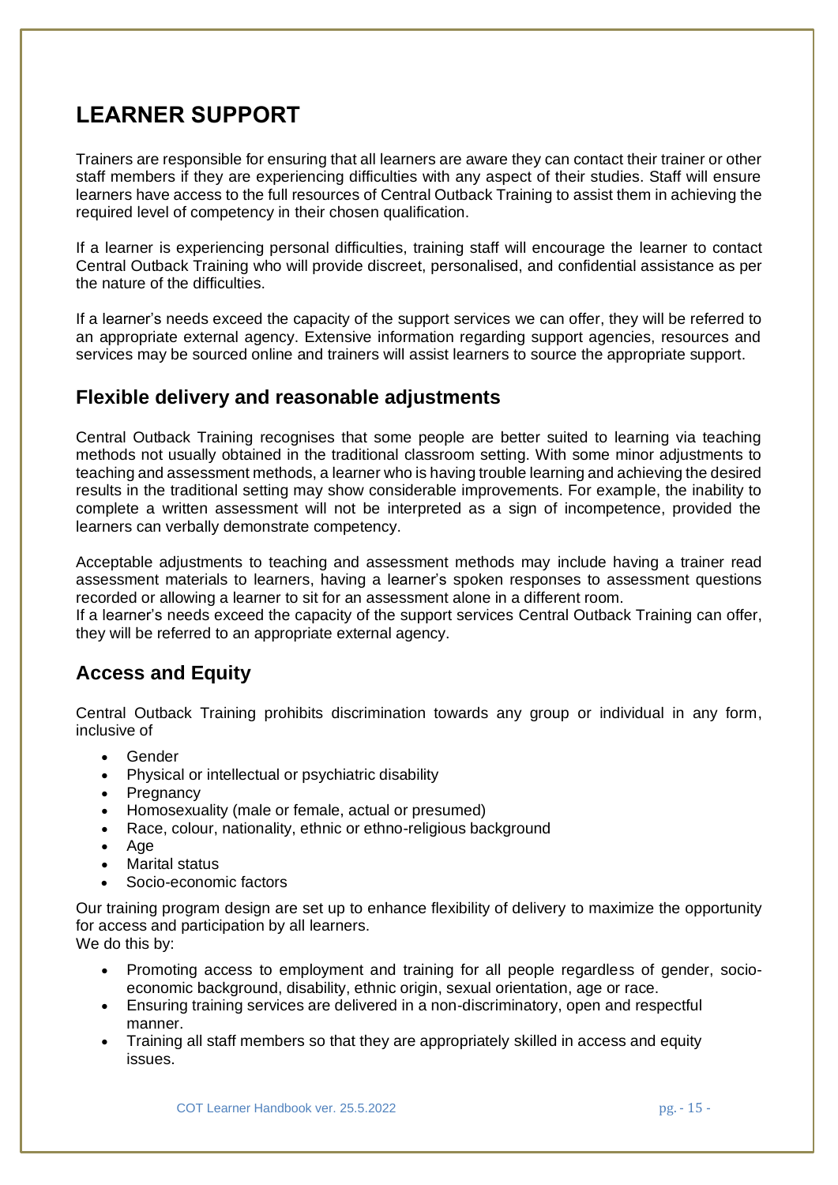# LEARNER SUPPORT

Trainers are responsible for ensuring that all learners are aware they can contact their trainer or other staff members if they are experiencing difficulties with any aspect of their studies. Staff will ensure learners have access to the full resources of Central Outback Training to assist them in achieving the required level of competency in their chosen qualification.

If a learner is experiencing personal difficulties, training staff will encourage the learner to contact Central Outback Training who will provide discreet, personalised, and confidential assistance as per the nature of the difficulties.

If a learner's needs exceed the capacity of the support services we can offer, they will be referred to an appropriate external agency. Extensive information regarding support agencies, resources and services may be sourced online and trainers will assist learners to source the appropriate support.

## Flexible delivery and reasonable adjustments

Central Outback Training recognises that some people are better suited to learning via teaching methods not usually obtained in the traditional classroom setting. With some minor adjustments to teaching and assessment methods, a learner who is having trouble learning and achieving the desired results in the traditional setting may show considerable improvements. For example, the inability to complete a written assessment will not be interpreted as a sign of incompetence, provided the learners can verbally demonstrate competency.

Acceptable adjustments to teaching and assessment methods may include having a trainer read assessment materials to learners, having a learner's spoken responses to assessment questions recorded or allowing a learner to sit for an assessment alone in a different room.
If a learner's needs exceed the capacity of the support services Central Outback Training can offer, they will be referred to an appropriate external agency.

## Access and Equity

Central Outback Training prohibits discrimination towards any group or individual in any form, inclusive of

- Gender
- Physical or intellectual or psychiatric disability
- Pregnancy
- Homosexuality (male or female, actual or presumed)
- Race, colour, nationality, ethnic or ethno-religious background
- Age
- Marital status
- Socio-economic factors

Our training program design are set up to enhance flexibility of delivery to maximize the opportunity for access and participation by all learners.
We do this by:

- Promoting access to employment and training for all people regardless of gender, socio-economic background, disability, ethnic origin, sexual orientation, age or race.
- Ensuring training services are delivered in a non-discriminatory, open and respectful manner.
- Training all staff members so that they are appropriately skilled in access and equity issues.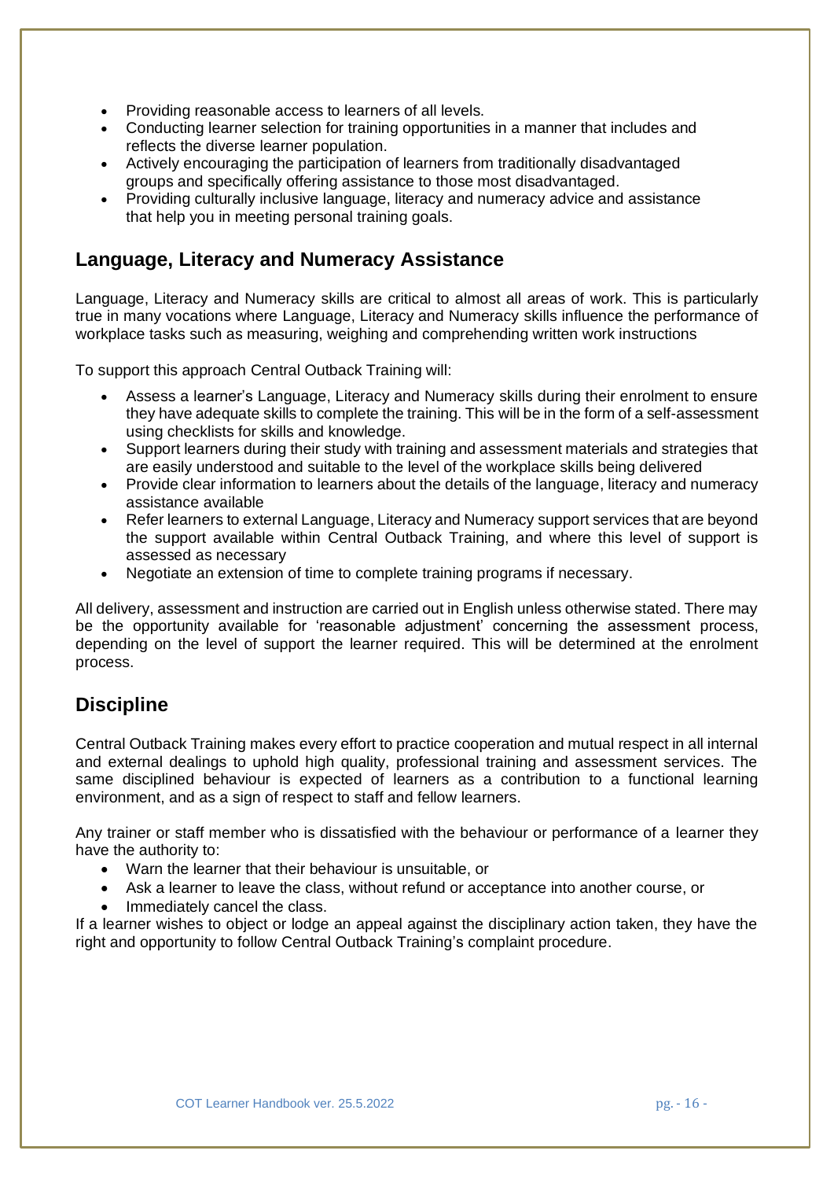- Providing reasonable access to learners of all levels.
- Conducting learner selection for training opportunities in a manner that includes and reflects the diverse learner population.
- Actively encouraging the participation of learners from traditionally disadvantaged groups and specifically offering assistance to those most disadvantaged.
- Providing culturally inclusive language, literacy and numeracy advice and assistance that help you in meeting personal training goals.

## Language, Literacy and Numeracy Assistance

Language, Literacy and Numeracy skills are critical to almost all areas of work. This is particularly true in many vocations where Language, Literacy and Numeracy skills influence the performance of workplace tasks such as measuring, weighing and comprehending written work instructions

To support this approach Central Outback Training will:

- Assess a learner's Language, Literacy and Numeracy skills during their enrolment to ensure they have adequate skills to complete the training. This will be in the form of a self-assessment using checklists for skills and knowledge.
- Support learners during their study with training and assessment materials and strategies that are easily understood and suitable to the level of the workplace skills being delivered
- Provide clear information to learners about the details of the language, literacy and numeracy assistance available
- Refer learners to external Language, Literacy and Numeracy support services that are beyond the support available within Central Outback Training, and where this level of support is assessed as necessary
- Negotiate an extension of time to complete training programs if necessary.

All delivery, assessment and instruction are carried out in English unless otherwise stated. There may be the opportunity available for 'reasonable adjustment' concerning the assessment process, depending on the level of support the learner required. This will be determined at the enrolment process.

## Discipline

Central Outback Training makes every effort to practice cooperation and mutual respect in all internal and external dealings to uphold high quality, professional training and assessment services. The same disciplined behaviour is expected of learners as a contribution to a functional learning environment, and as a sign of respect to staff and fellow learners.

Any trainer or staff member who is dissatisfied with the behaviour or performance of a learner they have the authority to:

- Warn the learner that their behaviour is unsuitable, or
- Ask a learner to leave the class, without refund or acceptance into another course, or
- Immediately cancel the class.

If a learner wishes to object or lodge an appeal against the disciplinary action taken, they have the right and opportunity to follow Central Outback Training's complaint procedure.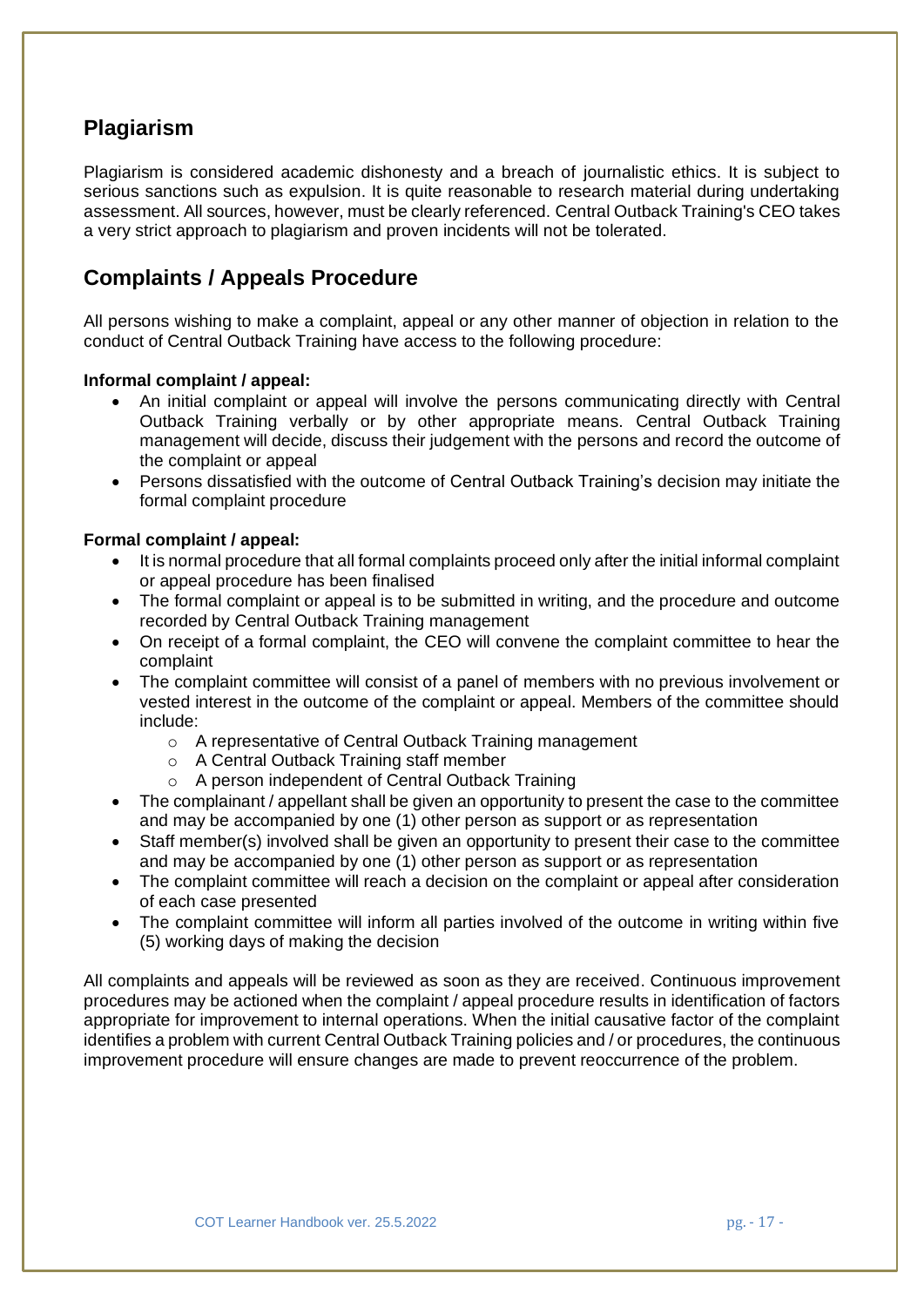## Plagiarism

Plagiarism is considered academic dishonesty and a breach of journalistic ethics. It is subject to serious sanctions such as expulsion. It is quite reasonable to research material during undertaking assessment. All sources, however, must be clearly referenced. Central Outback Training's CEO takes a very strict approach to plagiarism and proven incidents will not be tolerated.

## Complaints / Appeals Procedure

All persons wishing to make a complaint, appeal or any other manner of objection in relation to the conduct of Central Outback Training have access to the following procedure:

**Informal complaint / appeal:**

- An initial complaint or appeal will involve the persons communicating directly with Central Outback Training verbally or by other appropriate means. Central Outback Training management will decide, discuss their judgement with the persons and record the outcome of the complaint or appeal
- Persons dissatisfied with the outcome of Central Outback Training's decision may initiate the formal complaint procedure

**Formal complaint / appeal:**

- It is normal procedure that all formal complaints proceed only after the initial informal complaint or appeal procedure has been finalised
- The formal complaint or appeal is to be submitted in writing, and the procedure and outcome recorded by Central Outback Training management
- On receipt of a formal complaint, the CEO will convene the complaint committee to hear the complaint
- The complaint committee will consist of a panel of members with no previous involvement or vested interest in the outcome of the complaint or appeal. Members of the committee should include:
  - A representative of Central Outback Training management
  - A Central Outback Training staff member
  - A person independent of Central Outback Training
- The complainant / appellant shall be given an opportunity to present the case to the committee and may be accompanied by one (1) other person as support or as representation
- Staff member(s) involved shall be given an opportunity to present their case to the committee and may be accompanied by one (1) other person as support or as representation
- The complaint committee will reach a decision on the complaint or appeal after consideration of each case presented
- The complaint committee will inform all parties involved of the outcome in writing within five (5) working days of making the decision

All complaints and appeals will be reviewed as soon as they are received. Continuous improvement procedures may be actioned when the complaint / appeal procedure results in identification of factors appropriate for improvement to internal operations. When the initial causative factor of the complaint identifies a problem with current Central Outback Training policies and / or procedures, the continuous improvement procedure will ensure changes are made to prevent reoccurrence of the problem.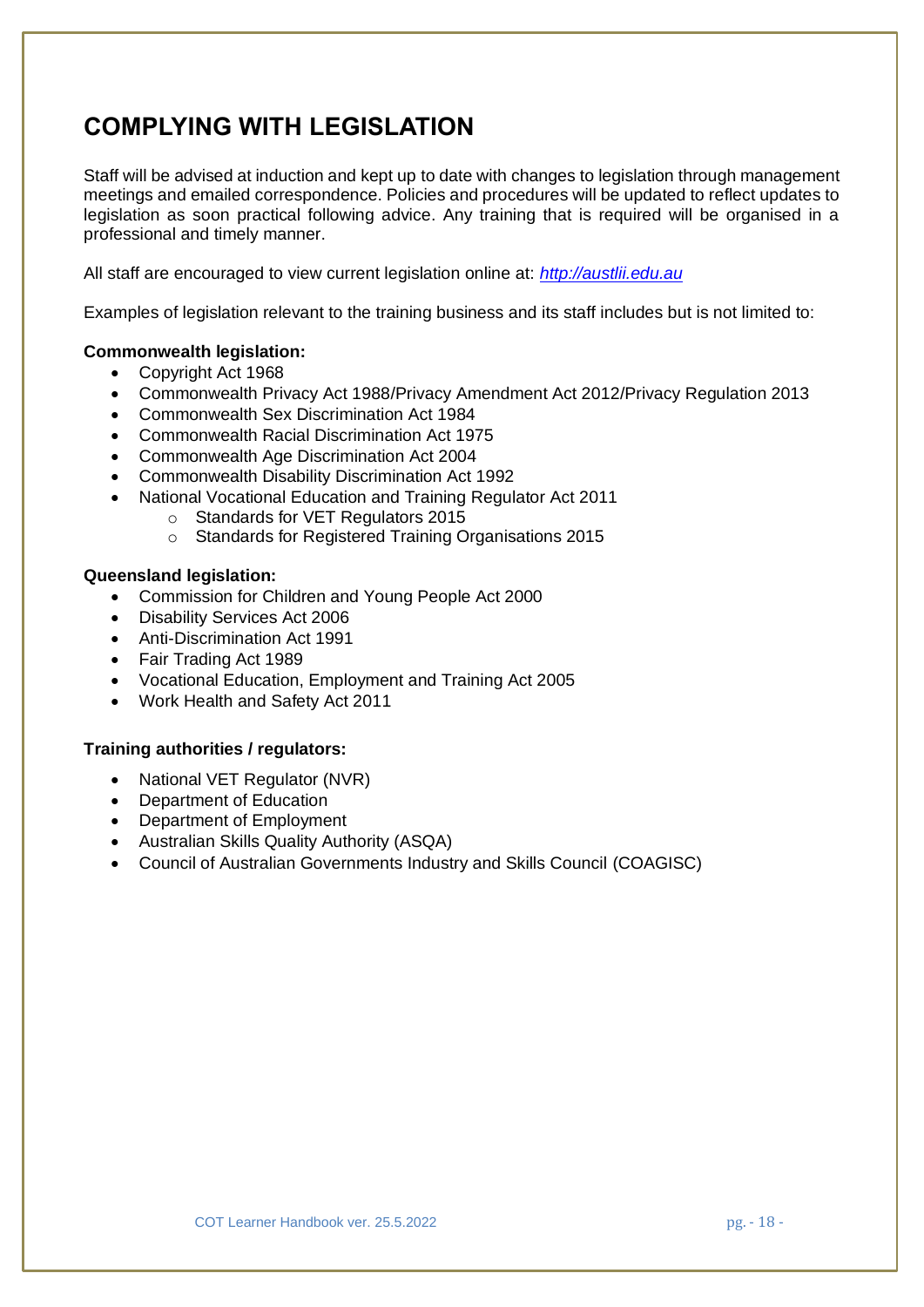# COMPLYING WITH LEGISLATION

Staff will be advised at induction and kept up to date with changes to legislation through management meetings and emailed correspondence. Policies and procedures will be updated to reflect updates to legislation as soon practical following advice. Any training that is required will be organised in a professional and timely manner.

All staff are encouraged to view current legislation online at: *http://austlii.edu.au*

Examples of legislation relevant to the training business and its staff includes but is not limited to:

**Commonwealth legislation:**

- Copyright Act 1968
- Commonwealth Privacy Act 1988/Privacy Amendment Act 2012/Privacy Regulation 2013
- Commonwealth Sex Discrimination Act 1984
- Commonwealth Racial Discrimination Act 1975
- Commonwealth Age Discrimination Act 2004
- Commonwealth Disability Discrimination Act 1992
- National Vocational Education and Training Regulator Act 2011
  - Standards for VET Regulators 2015
  - Standards for Registered Training Organisations 2015

**Queensland legislation:**

- Commission for Children and Young People Act 2000
- Disability Services Act 2006
- Anti-Discrimination Act 1991
- Fair Trading Act 1989
- Vocational Education, Employment and Training Act 2005
- Work Health and Safety Act 2011

**Training authorities / regulators:**

- National VET Regulator (NVR)
- Department of Education
- Department of Employment
- Australian Skills Quality Authority (ASQA)
- Council of Australian Governments Industry and Skills Council (COAGISC)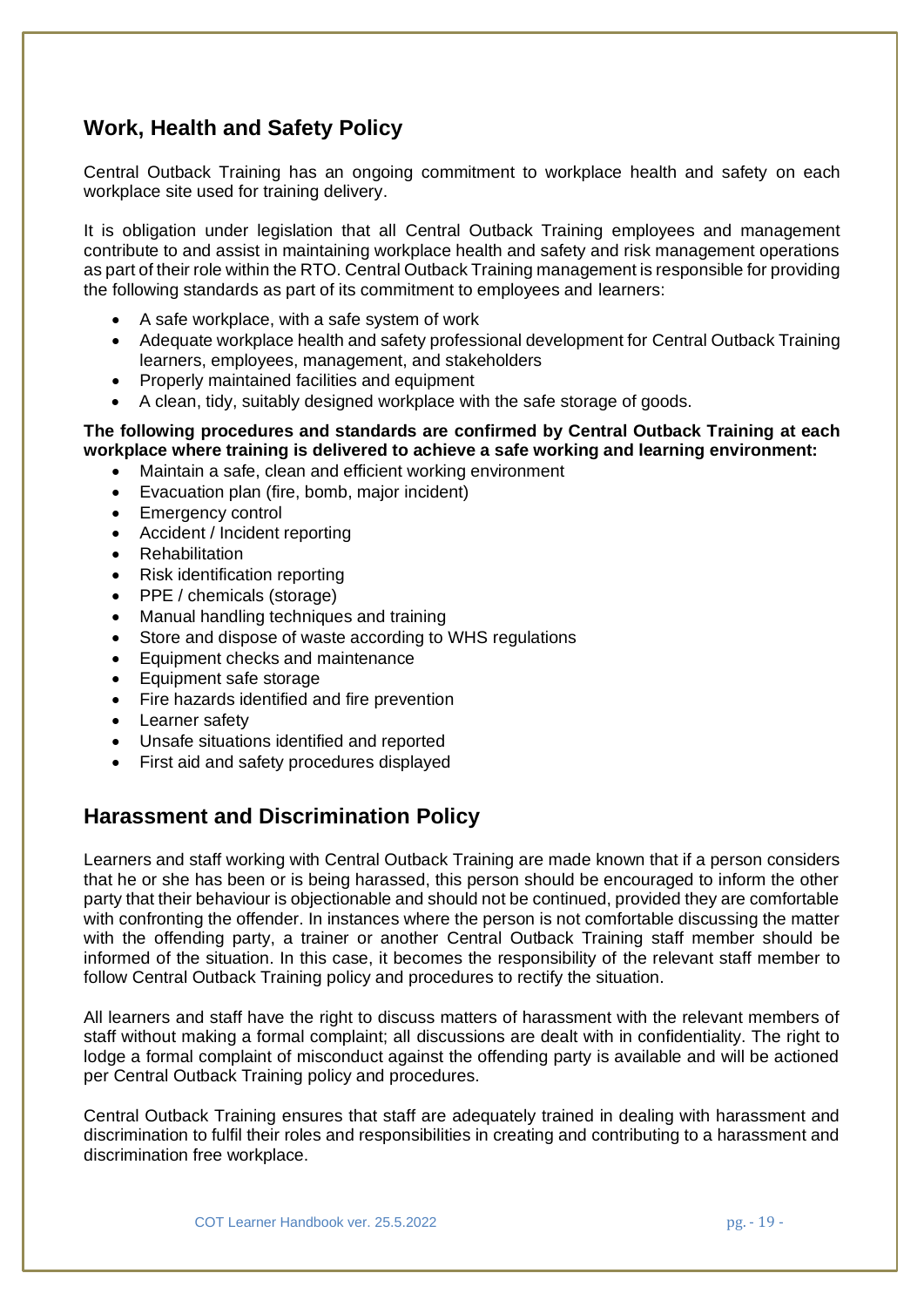## Work, Health and Safety Policy

Central Outback Training has an ongoing commitment to workplace health and safety on each workplace site used for training delivery.

It is obligation under legislation that all Central Outback Training employees and management contribute to and assist in maintaining workplace health and safety and risk management operations as part of their role within the RTO. Central Outback Training management is responsible for providing the following standards as part of its commitment to employees and learners:

- A safe workplace, with a safe system of work
- Adequate workplace health and safety professional development for Central Outback Training learners, employees, management, and stakeholders
- Properly maintained facilities and equipment
- A clean, tidy, suitably designed workplace with the safe storage of goods.

**The following procedures and standards are confirmed by Central Outback Training at each workplace where training is delivered to achieve a safe working and learning environment:**

- Maintain a safe, clean and efficient working environment
- Evacuation plan (fire, bomb, major incident)
- Emergency control
- Accident / Incident reporting
- Rehabilitation
- Risk identification reporting
- PPE / chemicals (storage)
- Manual handling techniques and training
- Store and dispose of waste according to WHS regulations
- Equipment checks and maintenance
- Equipment safe storage
- Fire hazards identified and fire prevention
- Learner safety
- Unsafe situations identified and reported
- First aid and safety procedures displayed

## Harassment and Discrimination Policy

Learners and staff working with Central Outback Training are made known that if a person considers that he or she has been or is being harassed, this person should be encouraged to inform the other party that their behaviour is objectionable and should not be continued, provided they are comfortable with confronting the offender. In instances where the person is not comfortable discussing the matter with the offending party, a trainer or another Central Outback Training staff member should be informed of the situation. In this case, it becomes the responsibility of the relevant staff member to follow Central Outback Training policy and procedures to rectify the situation.

All learners and staff have the right to discuss matters of harassment with the relevant members of staff without making a formal complaint; all discussions are dealt with in confidentiality. The right to lodge a formal complaint of misconduct against the offending party is available and will be actioned per Central Outback Training policy and procedures.

Central Outback Training ensures that staff are adequately trained in dealing with harassment and discrimination to fulfil their roles and responsibilities in creating and contributing to a harassment and discrimination free workplace.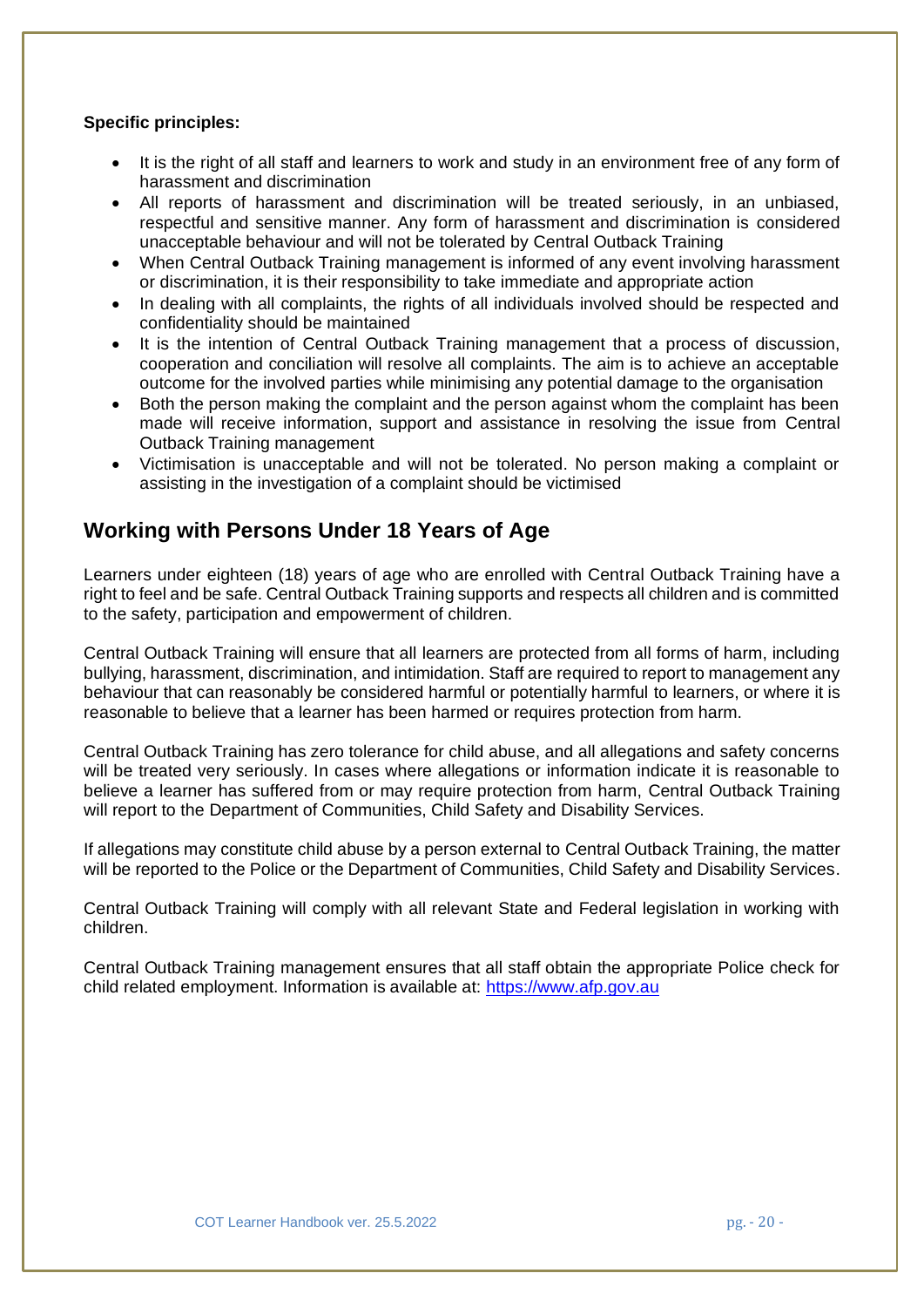**Specific principles:**

- It is the right of all staff and learners to work and study in an environment free of any form of harassment and discrimination
- All reports of harassment and discrimination will be treated seriously, in an unbiased, respectful and sensitive manner. Any form of harassment and discrimination is considered unacceptable behaviour and will not be tolerated by Central Outback Training
- When Central Outback Training management is informed of any event involving harassment or discrimination, it is their responsibility to take immediate and appropriate action
- In dealing with all complaints, the rights of all individuals involved should be respected and confidentiality should be maintained
- It is the intention of Central Outback Training management that a process of discussion, cooperation and conciliation will resolve all complaints. The aim is to achieve an acceptable outcome for the involved parties while minimising any potential damage to the organisation
- Both the person making the complaint and the person against whom the complaint has been made will receive information, support and assistance in resolving the issue from Central Outback Training management
- Victimisation is unacceptable and will not be tolerated. No person making a complaint or assisting in the investigation of a complaint should be victimised

## Working with Persons Under 18 Years of Age

Learners under eighteen (18) years of age who are enrolled with Central Outback Training have a right to feel and be safe. Central Outback Training supports and respects all children and is committed to the safety, participation and empowerment of children.

Central Outback Training will ensure that all learners are protected from all forms of harm, including bullying, harassment, discrimination, and intimidation. Staff are required to report to management any behaviour that can reasonably be considered harmful or potentially harmful to learners, or where it is reasonable to believe that a learner has been harmed or requires protection from harm.

Central Outback Training has zero tolerance for child abuse, and all allegations and safety concerns will be treated very seriously. In cases where allegations or information indicate it is reasonable to believe a learner has suffered from or may require protection from harm, Central Outback Training will report to the Department of Communities, Child Safety and Disability Services.

If allegations may constitute child abuse by a person external to Central Outback Training, the matter will be reported to the Police or the Department of Communities, Child Safety and Disability Services.

Central Outback Training will comply with all relevant State and Federal legislation in working with children.

Central Outback Training management ensures that all staff obtain the appropriate Police check for child related employment. Information is available at: https://www.afp.gov.au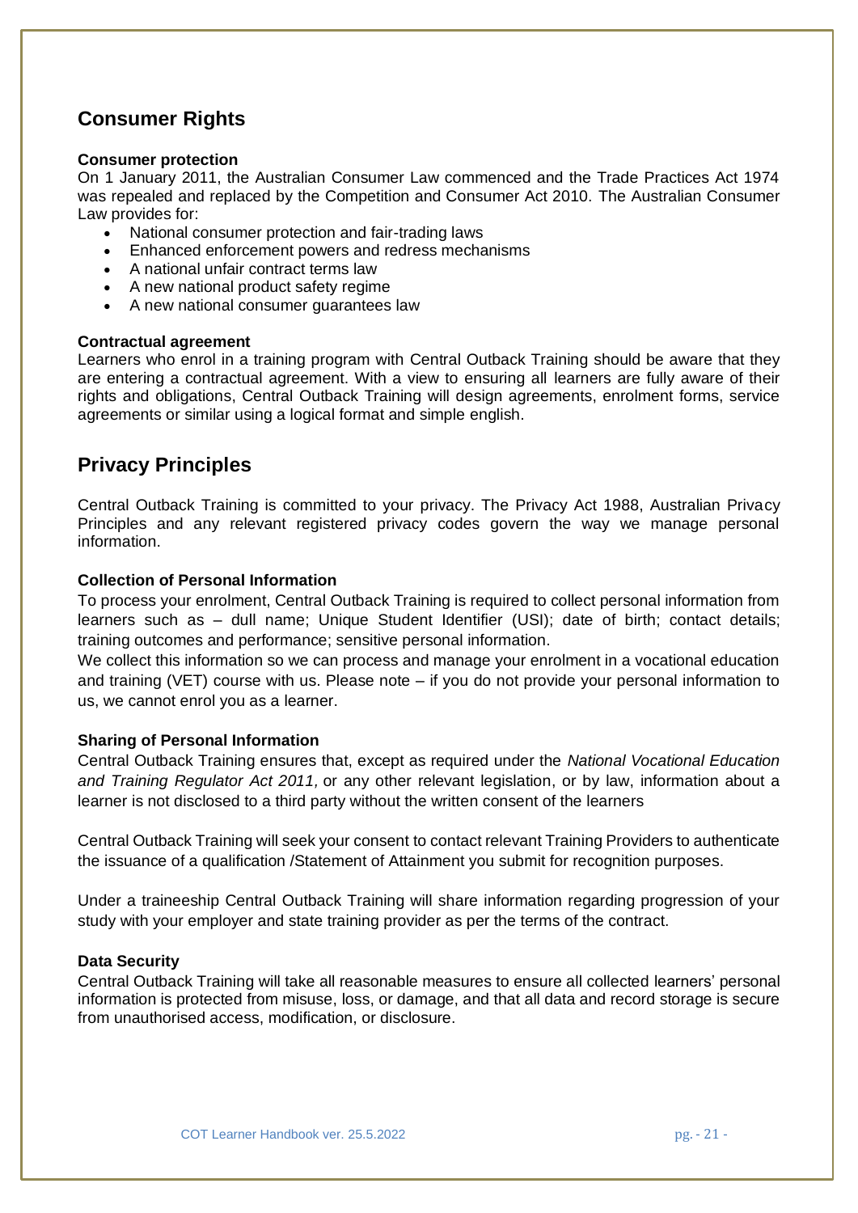## Consumer Rights

**Consumer protection**

On 1 January 2011, the Australian Consumer Law commenced and the Trade Practices Act 1974 was repealed and replaced by the Competition and Consumer Act 2010. The Australian Consumer Law provides for:

- National consumer protection and fair-trading laws
- Enhanced enforcement powers and redress mechanisms
- A national unfair contract terms law
- A new national product safety regime
- A new national consumer guarantees law

**Contractual agreement**

Learners who enrol in a training program with Central Outback Training should be aware that they are entering a contractual agreement. With a view to ensuring all learners are fully aware of their rights and obligations, Central Outback Training will design agreements, enrolment forms, service agreements or similar using a logical format and simple english.

## Privacy Principles

Central Outback Training is committed to your privacy. The Privacy Act 1988, Australian Privacy Principles and any relevant registered privacy codes govern the way we manage personal information.

**Collection of Personal Information**

To process your enrolment, Central Outback Training is required to collect personal information from learners such as – dull name; Unique Student Identifier (USI); date of birth; contact details; training outcomes and performance; sensitive personal information.

We collect this information so we can process and manage your enrolment in a vocational education and training (VET) course with us. Please note – if you do not provide your personal information to us, we cannot enrol you as a learner.

**Sharing of Personal Information**

Central Outback Training ensures that, except as required under the *National Vocational Education and Training Regulator Act 2011,* or any other relevant legislation, or by law, information about a learner is not disclosed to a third party without the written consent of the learners

Central Outback Training will seek your consent to contact relevant Training Providers to authenticate the issuance of a qualification /Statement of Attainment you submit for recognition purposes.

Under a traineeship Central Outback Training will share information regarding progression of your study with your employer and state training provider as per the terms of the contract.

**Data Security**

Central Outback Training will take all reasonable measures to ensure all collected learners' personal information is protected from misuse, loss, or damage, and that all data and record storage is secure from unauthorised access, modification, or disclosure.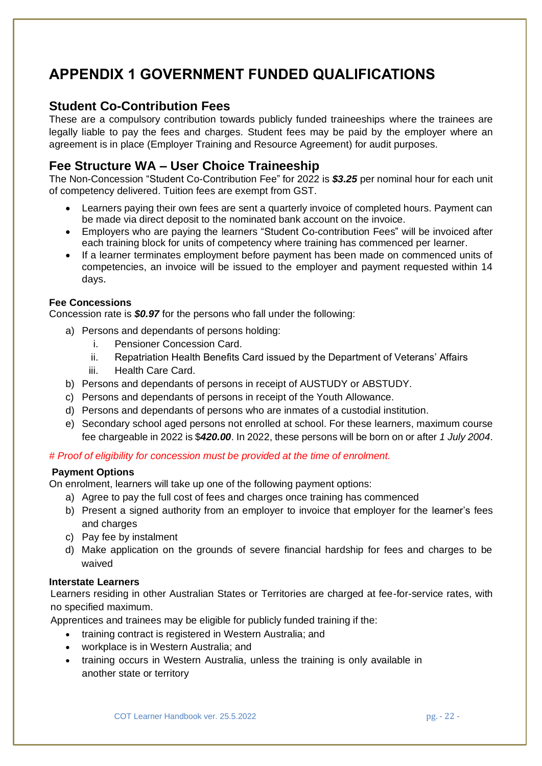# APPENDIX 1 GOVERNMENT FUNDED QUALIFICATIONS

## Student Co-Contribution Fees

These are a compulsory contribution towards publicly funded traineeships where the trainees are legally liable to pay the fees and charges. Student fees may be paid by the employer where an agreement is in place (Employer Training and Resource Agreement) for audit purposes.

## Fee Structure WA – User Choice Traineeship

The Non-Concession "Student Co-Contribution Fee" for 2022 is ***$3.25*** per nominal hour for each unit of competency delivered. Tuition fees are exempt from GST.

- Learners paying their own fees are sent a quarterly invoice of completed hours. Payment can be made via direct deposit to the nominated bank account on the invoice.
- Employers who are paying the learners "Student Co-contribution Fees" will be invoiced after each training block for units of competency where training has commenced per learner.
- If a learner terminates employment before payment has been made on commenced units of competencies, an invoice will be issued to the employer and payment requested within 14 days.

**Fee Concessions**

Concession rate is ***$0.97*** for the persons who fall under the following:

a) Persons and dependants of persons holding:
   i. Pensioner Concession Card.
   ii. Repatriation Health Benefits Card issued by the Department of Veterans' Affairs
   iii. Health Care Card.
b) Persons and dependants of persons in receipt of AUSTUDY or ABSTUDY.
c) Persons and dependants of persons in receipt of the Youth Allowance.
d) Persons and dependants of persons who are inmates of a custodial institution.
e) Secondary school aged persons not enrolled at school. For these learners, maximum course fee chargeable in 2022 is $***420.00***. In 2022, these persons will be born on or after *1 July 2004*.

*# Proof of eligibility for concession must be provided at the time of enrolment.*

**Payment Options**

On enrolment, learners will take up one of the following payment options:

a) Agree to pay the full cost of fees and charges once training has commenced
b) Present a signed authority from an employer to invoice that employer for the learner's fees and charges
c) Pay fee by instalment
d) Make application on the grounds of severe financial hardship for fees and charges to be waived

**Interstate Learners**

Learners residing in other Australian States or Territories are charged at fee-for-service rates, with no specified maximum.

Apprentices and trainees may be eligible for publicly funded training if the:

- training contract is registered in Western Australia; and
- workplace is in Western Australia; and
- training occurs in Western Australia, unless the training is only available in another state or territory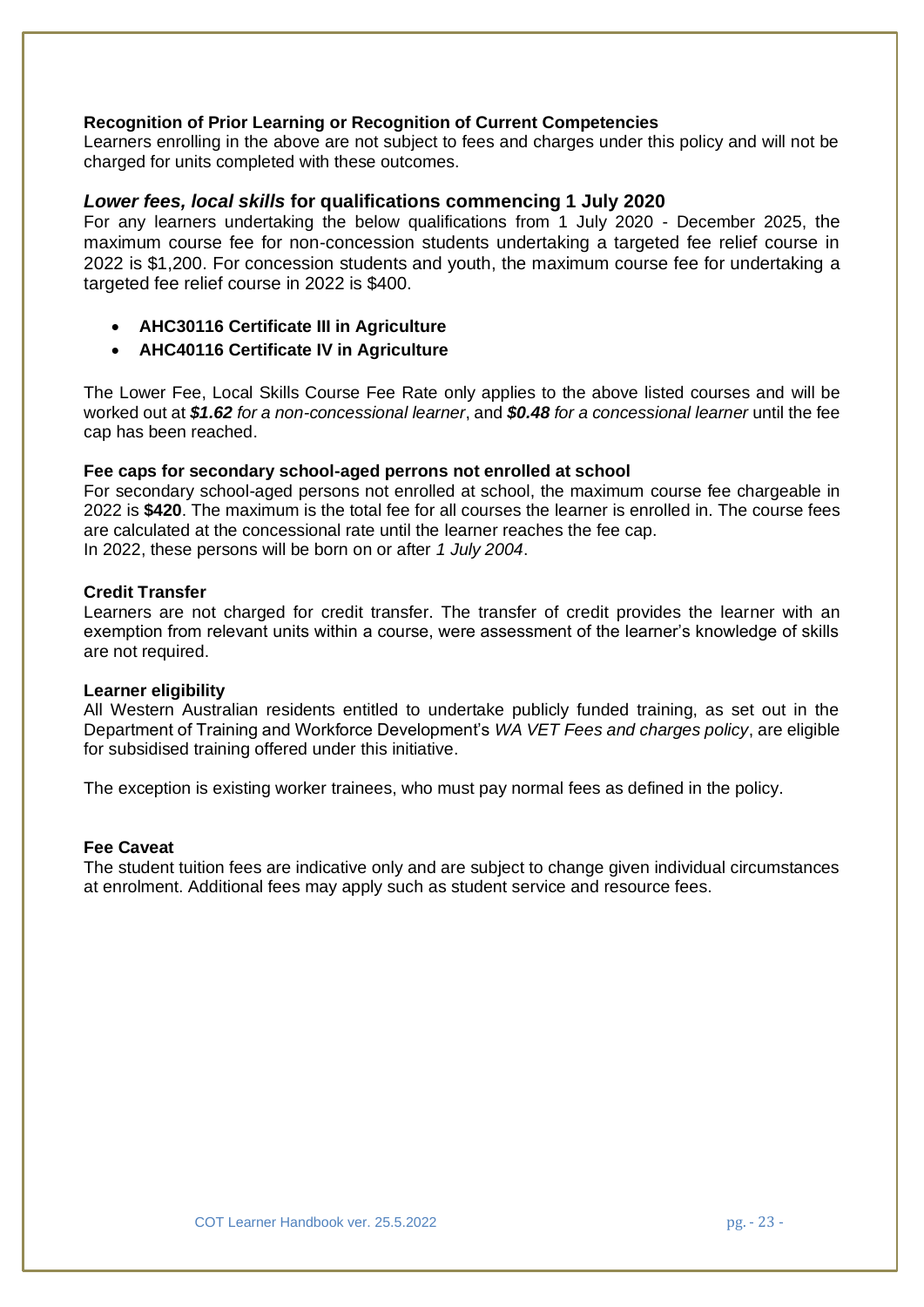### Recognition of Prior Learning or Recognition of Current Competencies

Learners enrolling in the above are not subject to fees and charges under this policy and will not be charged for units completed with these outcomes.

## *Lower fees, local skills* for qualifications commencing 1 July 2020

For any learners undertaking the below qualifications from 1 July 2020 - December 2025, the maximum course fee for non-concession students undertaking a targeted fee relief course in 2022 is $1,200. For concession students and youth, the maximum course fee for undertaking a targeted fee relief course in 2022 is $400.

- **AHC30116 Certificate III in Agriculture**
- **AHC40116 Certificate IV in Agriculture**

The Lower Fee, Local Skills Course Fee Rate only applies to the above listed courses and will be worked out at ***$1.62*** *for a non-concessional learner*, and ***$0.48*** *for a concessional learner* until the fee cap has been reached.

### Fee caps for secondary school-aged perrons not enrolled at school

For secondary school-aged persons not enrolled at school, the maximum course fee chargeable in 2022 is **$420**. The maximum is the total fee for all courses the learner is enrolled in. The course fees are calculated at the concessional rate until the learner reaches the fee cap.
In 2022, these persons will be born on or after *1 July 2004*.

### Credit Transfer

Learners are not charged for credit transfer. The transfer of credit provides the learner with an exemption from relevant units within a course, were assessment of the learner's knowledge of skills are not required.

### Learner eligibility

All Western Australian residents entitled to undertake publicly funded training, as set out in the Department of Training and Workforce Development's *WA VET Fees and charges policy*, are eligible for subsidised training offered under this initiative.

The exception is existing worker trainees, who must pay normal fees as defined in the policy.

### Fee Caveat

The student tuition fees are indicative only and are subject to change given individual circumstances at enrolment. Additional fees may apply such as student service and resource fees.